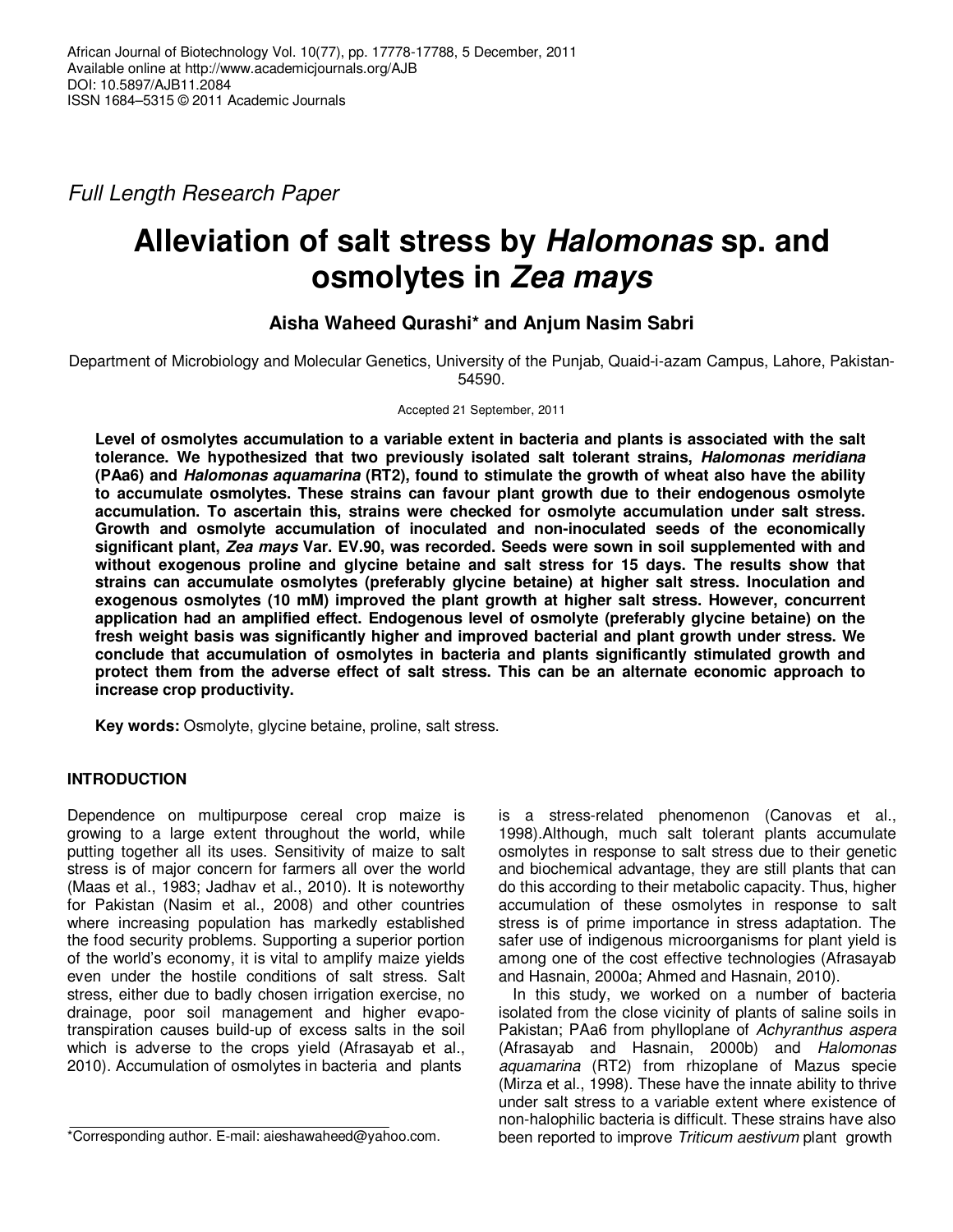*Full Length Research Paper*

# Alleviation of salt stress by *Halomonas* sp. and osmolytes in *Zea mays*

**Aisha Waheed Qurashi* and Anjum Nasim Sabri**

Department of Microbiology and Molecular Genetics, University of the Punjab, Quaid-i-azam Campus, Lahore, Pakistan-54590.

Accepted 21 September, 2011

**Level of osmolytes accumulation to a variable extent in bacteria and plants is associated with the salt tolerance. We hypothesized that two previously isolated salt tolerant strains, *Halomonas meridiana* (PAa6) and *Halomonas aquamarina* (RT2), found to stimulate the growth of wheat also have the ability to accumulate osmolytes. These strains can favour plant growth due to their endogenous osmolyte accumulation. To ascertain this, strains were checked for osmolyte accumulation under salt stress. Growth and osmolyte accumulation of inoculated and non-inoculated seeds of the economically significant plant, *Zea mays* Var. EV.90, was recorded. Seeds were sown in soil supplemented with and without exogenous proline and glycine betaine and salt stress for 15 days. The results show that strains can accumulate osmolytes (preferably glycine betaine) at higher salt stress. Inoculation and exogenous osmolytes (10 mM) improved the plant growth at higher salt stress. However, concurrent application had an amplified effect. Endogenous level of osmolyte (preferably glycine betaine) on the fresh weight basis was significantly higher and improved bacterial and plant growth under stress. We conclude that accumulation of osmolytes in bacteria and plants significantly stimulated growth and protect them from the adverse effect of salt stress. This can be an alternate economic approach to increase crop productivity.**

**Key words:** Osmolyte, glycine betaine, proline, salt stress.

## INTRODUCTION

Dependence on multipurpose cereal crop maize is growing to a large extent throughout the world, while putting together all its uses. Sensitivity of maize to salt stress is of major concern for farmers all over the world (Maas et al., 1983; Jadhav et al., 2010). It is noteworthy for Pakistan (Nasim et al., 2008) and other countries where increasing population has markedly established the food security problems. Supporting a superior portion of the world's economy, it is vital to amplify maize yields even under the hostile conditions of salt stress. Salt stress, either due to badly chosen irrigation exercise, no drainage, poor soil management and higher evapo-transpiration causes build-up of excess salts in the soil which is adverse to the crops yield (Afrasayab et al., 2010). Accumulation of osmolytes in bacteria and plants is a stress-related phenomenon (Canovas et al., 1998).Although, much salt tolerant plants accumulate osmolytes in response to salt stress due to their genetic and biochemical advantage, they are still plants that can do this according to their metabolic capacity. Thus, higher accumulation of these osmolytes in response to salt stress is of prime importance in stress adaptation. The safer use of indigenous microorganisms for plant yield is among one of the cost effective technologies (Afrasayab and Hasnain, 2000a; Ahmed and Hasnain, 2010).

In this study, we worked on a number of bacteria isolated from the close vicinity of plants of saline soils in Pakistan; PAa6 from phylloplane of *Achyranthus aspera* (Afrasayab and Hasnain, 2000b) and *Halomonas aquamarina* (RT2) from rhizoplane of Mazus specie (Mirza et al., 1998). These have the innate ability to thrive under salt stress to a variable extent where existence of non-halophilic bacteria is difficult. These strains have also been reported to improve *Triticum aestivum* plant growth

*Corresponding author. E-mail: aieshawaheed@yahoo.com.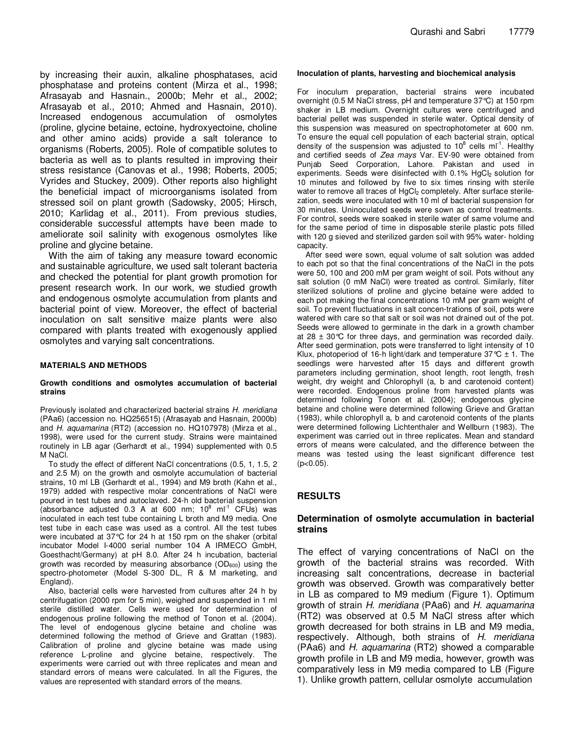by increasing their auxin, alkaline phosphatases, acid phosphatase and proteins content (Mirza et al., 1998; Afrasayab and Hasnain., 2000b; Mehr et al., 2002; Afrasayab et al., 2010; Ahmed and Hasnain, 2010). Increased endogenous accumulation of osmolytes (proline, glycine betaine, ectoine, hydroxyectoine, choline and other amino acids) provide a salt tolerance to organisms (Roberts, 2005). Role of compatible solutes to bacteria as well as to plants resulted in improving their stress resistance (Canovas et al., 1998; Roberts, 2005; Vyrides and Stuckey, 2009). Other reports also highlight the beneficial impact of microorganisms isolated from stressed soil on plant growth (Sadowsky, 2005; Hirsch, 2010; Karlidag et al., 2011). From previous studies, considerable successful attempts have been made to ameliorate soil salinity with exogenous osmolytes like proline and glycine betaine.

With the aim of taking any measure toward economic and sustainable agriculture, we used salt tolerant bacteria and checked the potential for plant growth promotion for present research work. In our work, we studied growth and endogenous osmolyte accumulation from plants and bacterial point of view. Moreover, the effect of bacterial inoculation on salt sensitive maize plants were also compared with plants treated with exogenously applied osmolytes and varying salt concentrations.

## MATERIALS AND METHODS

### Growth conditions and osmolytes accumulation of bacterial strains

Previously isolated and characterized bacterial strains *H. meridiana* (PAa6) (accession no. HQ256515) (Afrasayab and Hasnain, 2000b) and *H. aquamarina* (RT2) (accession no. HQ107978) (Mirza et al., 1998), were used for the current study. Strains were maintained routinely in LB agar (Gerhardt et al., 1994) supplemented with 0.5 M NaCl.

To study the effect of different NaCl concentrations (0.5, 1, 1.5, 2 and 2.5 M) on the growth and osmolyte accumulation of bacterial strains, 10 ml LB (Gerhardt et al., 1994) and M9 broth (Kahn et al., 1979) added with respective molar concentrations of NaCl were poured in test tubes and autoclaved. 24-h old bacterial suspension (absorbance adjusted 0.3 A at 600 nm; $10^8$ $ml^{-1}$ CFUs) was inoculated in each test tube containing L broth and M9 media. One test tube in each case was used as a control. All the test tubes were incubated at 37°C for 24 h at 150 rpm on the shaker (orbital incubator Model I-4000 serial number 104 A IRMECO GmbH, Goesthacht/Germany) at pH 8.0. After 24 h incubation, bacterial growth was recorded by measuring absorbance ($OD_{600}$) using the spectro-photometer (Model S-300 DL, R & M marketing, and England).

Also, bacterial cells were harvested from cultures after 24 h by centrifugation (2000 rpm for 5 min), weighed and suspended in 1 ml sterile distilled water. Cells were used for determination of endogenous proline following the method of Tonon et al. (2004). The level of endogenous glycine betaine and choline was determined following the method of Grieve and Grattan (1983). Calibration of proline and glycine betaine was made using reference L-proline and glycine betaine, respectively. The experiments were carried out with three replicates and mean and standard errors of means were calculated. In all the Figures, the values are represented with standard errors of the means.

### Inoculation of plants, harvesting and biochemical analysis

For inoculum preparation, bacterial strains were incubated overnight (0.5 M NaCl stress, pH and temperature 37°C) at 150 rpm shaker in LB medium. Overnight cultures were centrifuged and bacterial pellet was suspended in sterile water. Optical density of this suspension was measured on spectrophotometer at 600 nm. To ensure the equal cell population of each bacterial strain, optical density of the suspension was adjusted to $10^8$ cells $ml^{-1}$. Healthy and certified seeds of *Zea mays* Var. EV-90 were obtained from Punjab Seed Corporation, Lahore. Pakistan and used in experiments. Seeds were disinfected with 0.1% $HgCl_2$ solution for 10 minutes and followed by five to six times rinsing with sterile water to remove all traces of $HgCl_2$ completely. After surface sterile-zation, seeds were inoculated with 10 ml of bacterial suspension for 30 minutes. Uninoculated seeds were sown as control treatments. For control, seeds were soaked in sterile water of same volume and for the same period of time in disposable sterile plastic pots filled with 120 g sieved and sterilized garden soil with 95% water- holding capacity.

After seed were sown, equal volume of salt solution was added to each pot so that the final concentrations of the NaCl in the pots were 50, 100 and 200 mM per gram weight of soil. Pots without any salt solution (0 mM NaCl) were treated as control. Similarly, filter sterilized solutions of proline and glycine betaine were added to each pot making the final concentrations 10 mM per gram weight of soil. To prevent fluctuations in salt concen-trations of soil, pots were watered with care so that salt or soil was not drained out of the pot. Seeds were allowed to germinate in the dark in a growth chamber at 28 ± 30°C for three days, and germination was recorded daily. After seed germination, pots were transferred to light intensity of 10 Klux, photoperiod of 16-h light/dark and temperature 37°C ± 1. The seedlings were harvested after 15 days and different growth parameters including germination, shoot length, root length, fresh weight, dry weight and Chlorophyll (a, b and carotenoid content) were recorded. Endogenous proline from harvested plants was determined following Tonon et al. (2004); endogenous glycine betaine and choline were determined following Grieve and Grattan (1983), while chlorophyll a, b and carotenoid contents of the plants were determined following Lichtenthaler and Wellburn (1983). The experiment was carried out in three replicates. Mean and standard errors of means were calculated, and the difference between the means was tested using the least significant difference test ($p<0.05$).

## RESULTS

### Determination of osmolyte accumulation in bacterial strains

The effect of varying concentrations of NaCl on the growth of the bacterial strains was recorded. With increasing salt concentrations, decrease in bacterial growth was observed. Growth was comparatively better in LB as compared to M9 medium (Figure 1). Optimum growth of strain *H. meridiana* (PAa6) and *H. aquamarina* (RT2) was observed at 0.5 M NaCl stress after which growth decreased for both strains in LB and M9 media, respectively. Although, both strains of *H. meridiana* (PAa6) and *H. aquamarina* (RT2) showed a comparable growth profile in LB and M9 media, however, growth was comparatively less in M9 media compared to LB (Figure 1). Unlike growth pattern, cellular osmolyte accumulation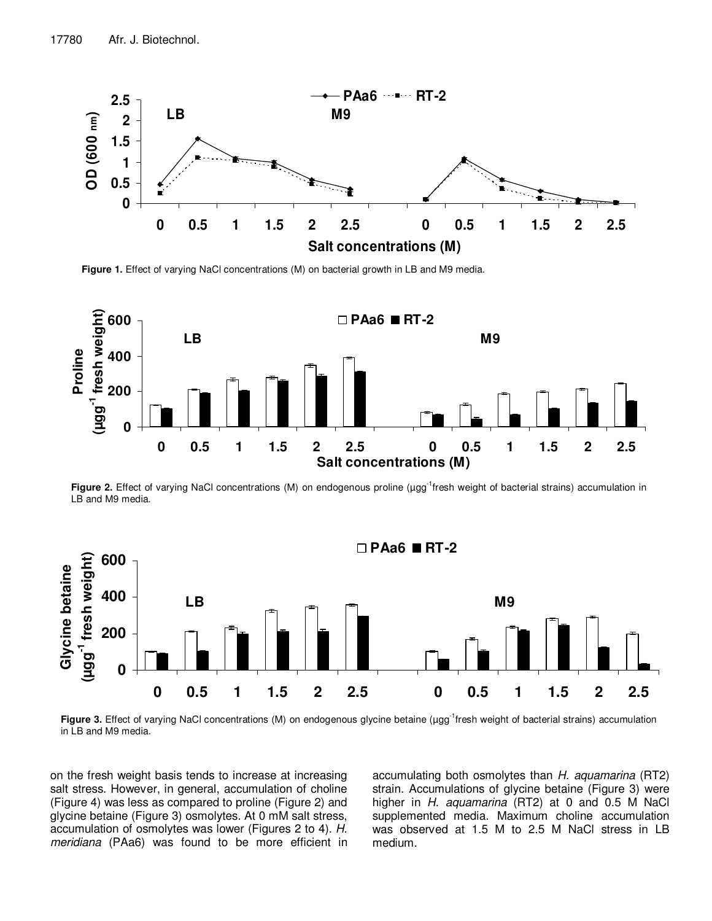**Figure 1.** Effect of varying NaCl concentrations (M) on bacterial growth in LB and M9 media.

**Figure 2.** Effect of varying NaCl concentrations (M) on endogenous proline (μgg$^{-1}$fresh weight of bacterial strains) accumulation in LB and M9 media.

**Figure 3.** Effect of varying NaCl concentrations (M) on endogenous glycine betaine (μgg$^{-1}$fresh weight of bacterial strains) accumulation in LB and M9 media.

on the fresh weight basis tends to increase at increasing salt stress. However, in general, accumulation of choline (Figure 4) was less as compared to proline (Figure 2) and glycine betaine (Figure 3) osmolytes. At 0 mM salt stress, accumulation of osmolytes was lower (Figures 2 to 4). *H. meridiana* (PAa6) was found to be more efficient in accumulating both osmolytes than *H. aquamarina* (RT2) strain. Accumulations of glycine betaine (Figure 3) were higher in *H. aquamarina* (RT2) at 0 and 0.5 M NaCl supplemented media. Maximum choline accumulation was observed at 1.5 M to 2.5 M NaCl stress in LB medium.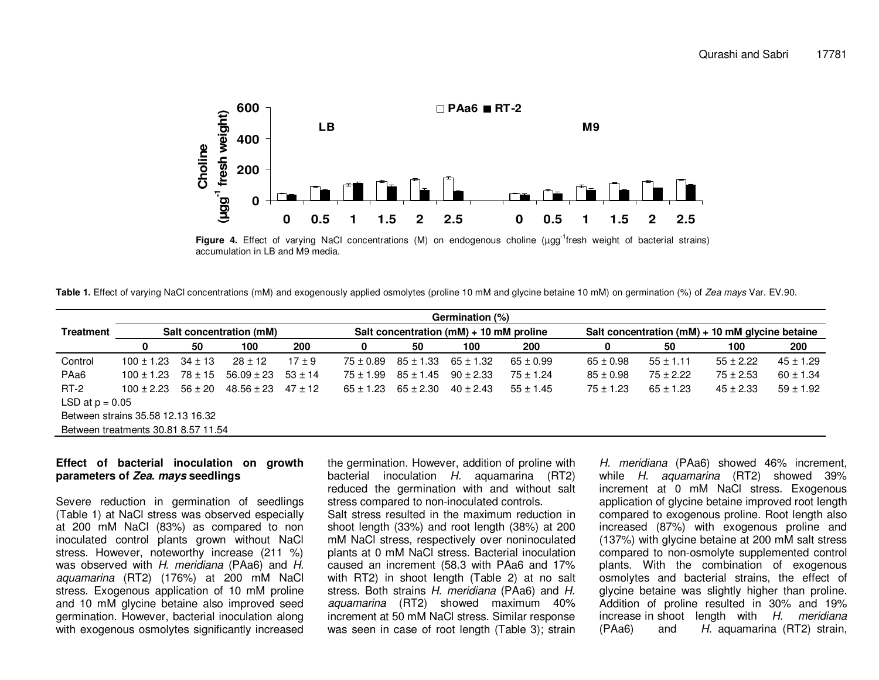Figure 4. Effect of varying NaCl concentrations (M) on endogenous choline (μgg$^{-1}$fresh weight of bacterial strains) accumulation in LB and M9 media.

**Table 1.** Effect of varying NaCl concentrations (mM) and exogenously applied osmolytes (proline 10 mM and glycine betaine 10 mM) on germination (%) of *Zea mays* Var. EV.90.

| Treatment | Germination (%) | | | | | | | | | | | |
|---|---|---|---|---|---|---|---|---|---|---|---|---|
| | Salt concentration (mM) | | | | Salt concentration (mM) + 10 mM proline | | | | Salt concentration (mM) + 10 mM glycine betaine | | | |
| | 0 | 50 | 100 | 200 | 0 | 50 | 100 | 200 | 0 | 50 | 100 | 200 |
| Control | 100 ± 1.23 | 34 ± 13 | 28 ± 12 | 17 ± 9 | 75 ± 0.89 | 85 ± 1.33 | 65 ± 1.32 | 65 ± 0.99 | 65 ± 0.98 | 55 ± 1.11 | 55 ± 2.22 | 45 ± 1.29 |
| PAa6 | 100 ± 1.23 | 78 ± 15 | 56.09 ± 23 | 53 ± 14 | 75 ± 1.99 | 85 ± 1.45 | 90 ± 2.33 | 75 ± 1.24 | 85 ± 0.98 | 75 ± 2.22 | 75 ± 2.53 | 60 ± 1.34 |
| RT-2 | 100 ± 2.23 | 56 ± 20 | 48.56 ± 23 | 47 ± 12 | 65 ± 1.23 | 65 ± 2.30 | 40 ± 2.43 | 55 ± 1.45 | 75 ± 1.23 | 65 ± 1.23 | 45 ± 2.33 | 59 ± 1.92 |

LSD at p = 0.05
Between strains 35.58 12.13 16.32
Between treatments 30.81 8.57 11.54

### Effect of bacterial inoculation on growth parameters of *Zea. mays* seedlings

Severe reduction in germination of seedlings (Table 1) at NaCl stress was observed especially at 200 mM NaCl (83%) as compared to non inoculated control plants grown without NaCl stress. However, noteworthy increase (211 %) was observed with *H. meridiana* (PAa6) and *H. aquamarina* (RT2) (176%) at 200 mM NaCl stress. Exogenous application of 10 mM proline and 10 mM glycine betaine also improved seed germination. However, bacterial inoculation along with exogenous osmolytes significantly increased the germination. However, addition of proline with bacterial inoculation *H. aquamarina* (RT2) reduced the germination with and without salt stress compared to non-inoculated controls.

Salt stress resulted in the maximum reduction in shoot length (33%) and root length (38%) at 200 mM NaCl stress, respectively over noninoculated plants at 0 mM NaCl stress. Bacterial inoculation caused an increment (58.3 with PAa6 and 17% with RT2) in shoot length (Table 2) at no salt stress. Both strains *H. meridiana* (PAa6) and *H. aquamarina* (RT2) showed maximum 40% increment at 50 mM NaCl stress. Similar response was seen in case of root length (Table 3); strain *H. meridiana* (PAa6) showed 46% increment, while *H. aquamarina* (RT2) showed 39% increment at 0 mM NaCl stress. Exogenous application of glycine betaine improved root length compared to exogenous proline. Root length also increased (87%) with exogenous proline and (137%) with glycine betaine at 200 mM salt stress compared to non-osmolyte supplemented control plants. With the combination of exogenous osmolytes and bacterial strains, the effect of glycine betaine was slightly higher than proline. Addition of proline resulted in 30% and 19% increase in shoot length with *H. meridiana* (PAa6) and *H.* aquamarina (RT2) strain,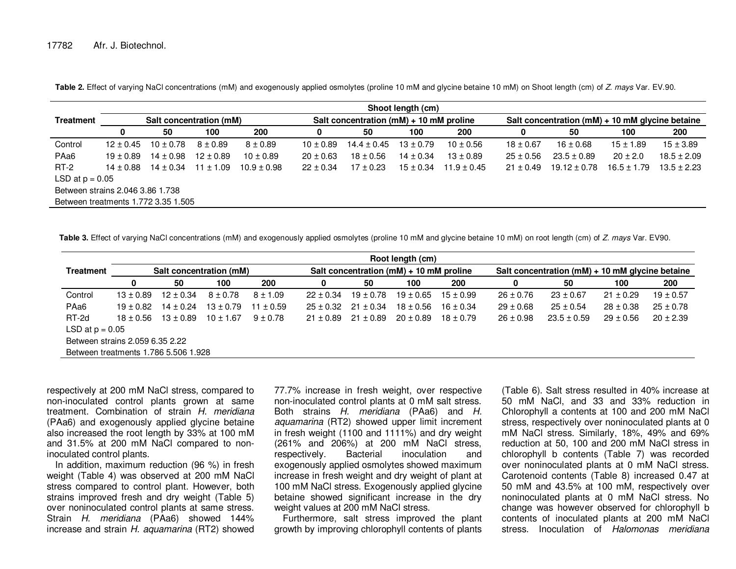**Table 2.** Effect of varying NaCl concentrations (mM) and exogenously applied osmolytes (proline 10 mM and glycine betaine 10 mM) on Shoot length (cm) of *Z. mays* Var. EV.90.

| Treatment | Shoot length (cm) | | | | | | | | | | | |
|---|---|---|---|---|---|---|---|---|---|---|---|---|
| | Salt concentration (mM) | | | | Salt concentration (mM) + 10 mM proline | | | | Salt concentration (mM) + 10 mM glycine betaine | | | |
| | 0 | 50 | 100 | 200 | 0 | 50 | 100 | 200 | 0 | 50 | 100 | 200 |
| Control | 12 ± 0.45 | 10 ± 0.78 | 8 ± 0.89 | 8 ± 0.89 | 10 ± 0.89 | 14.4 ± 0.45 | 13 ± 0.79 | 10 ± 0.56 | 18 ± 0.67 | 16 ± 0.68 | 15 ± 1.89 | 15 ± 3.89 |
| PAa6 | 19 ± 0.89 | 14 ± 0.98 | 12 ± 0.89 | 10 ± 0.89 | 20 ± 0.63 | 18 ± 0.56 | 14 ± 0.34 | 13 ± 0.89 | 25 ± 0.56 | 23.5 ± 0.89 | 20 ± 2.0 | 18.5 ± 2.09 |
| RT-2 | 14 ± 0.88 | 14 ± 0.34 | 11 ± 1.09 | 10.9 ± 0.98 | 22 ± 0.34 | 17 ± 0.23 | 15 ± 0.34 | 11.9 ± 0.45 | 21 ± 0.49 | 19.12 ± 0.78 | 16.5 ± 1.79 | 13.5 ± 2.23 |
| LSD at p = 0.05 | | | | | | | | | | | | |
| Between strains 2.046 3.86 1.738 | | | | | | | | | | | | |
| Between treatments 1.772 3.35 1.505 | | | | | | | | | | | | |

**Table 3.** Effect of varying NaCl concentrations (mM) and exogenously applied osmolytes (proline 10 mM and glycine betaine 10 mM) on root length (cm) of *Z. mays* Var. EV90.

| Treatment | Root length (cm) | | | | | | | | | | | |
|---|---|---|---|---|---|---|---|---|---|---|---|---|
| | Salt concentration (mM) | | | | Salt concentration (mM) + 10 mM proline | | | | Salt concentration (mM) + 10 mM glycine betaine | | | |
| | 0 | 50 | 100 | 200 | 0 | 50 | 100 | 200 | 0 | 50 | 100 | 200 |
| Control | 13 ± 0.89 | 12 ± 0.34 | 8 ± 0.78 | 8 ± 1.09 | 22 ± 0.34 | 19 ± 0.78 | 19 ± 0.65 | 15 ± 0.99 | 26 ± 0.76 | 23 ± 0.67 | 21 ± 0.29 | 19 ± 0.57 |
| PAa6 | 19 ± 0.82 | 14 ± 0.24 | 13 ± 0.79 | 11 ± 0.59 | 25 ± 0.32 | 21 ± 0.34 | 18 ± 0.56 | 16 ± 0.34 | 29 ± 0.68 | 25 ± 0.54 | 28 ± 0.38 | 25 ± 0.78 |
| RT-2d | 18 ± 0.56 | 13 ± 0.89 | 10 ± 1.67 | 9 ± 0.78 | 21 ± 0.89 | 21 ± 0.89 | 20 ± 0.89 | 18 ± 0.79 | 26 ± 0.98 | 23.5 ± 0.59 | 29 ± 0.56 | 20 ± 2.39 |
| LSD at p = 0.05 | | | | | | | | | | | | |
| Between strains 2.059 6.35 2.22 | | | | | | | | | | | | |
| Between treatments 1.786 5.506 1.928 | | | | | | | | | | | | |

respectively at 200 mM NaCl stress, compared to non-inoculated control plants grown at same treatment. Combination of strain *H. meridiana* (PAa6) and exogenously applied glycine betaine also increased the root length by 33% at 100 mM and 31.5% at 200 mM NaCl compared to non-inoculated control plants.

In addition, maximum reduction (96 %) in fresh weight (Table 4) was observed at 200 mM NaCl stress compared to control plant. However, both strains improved fresh and dry weight (Table 5) over noninoculated control plants at same stress. Strain *H. meridiana* (PAa6) showed 144% increase and strain *H. aquamarina* (RT2) showed 77.7% increase in fresh weight, over respective non-inoculated control plants at 0 mM salt stress. Both strains *H. meridiana* (PAa6) and *H. aquamarina* (RT2) showed upper limit increment in fresh weight (1100 and 1111%) and dry weight (261% and 206%) at 200 mM NaCl stress, respectively. Bacterial inoculation and exogenously applied osmolytes showed maximum increase in fresh weight and dry weight of plant at 100 mM NaCl stress. Exogenously applied glycine betaine showed significant increase in the dry weight values at 200 mM NaCl stress.

Furthermore, salt stress improved the plant growth by improving chlorophyll contents of plants (Table 6). Salt stress resulted in 40% increase at 50 mM NaCl, and 33 and 33% reduction in Chlorophyll a contents at 100 and 200 mM NaCl stress, respectively over noninoculated plants at 0 mM NaCl stress. Similarly, 18%, 49% and 69% reduction at 50, 100 and 200 mM NaCl stress in chlorophyll b contents (Table 7) was recorded over noninoculated plants at 0 mM NaCl stress. Carotenoid contents (Table 8) increased 0.47 at 50 mM and 43.5% at 100 mM, respectively over noninoculated plants at 0 mM NaCl stress. No change was however observed for chlorophyll b contents of inoculated plants at 200 mM NaCl stress. Inoculation of *Halomonas meridiana*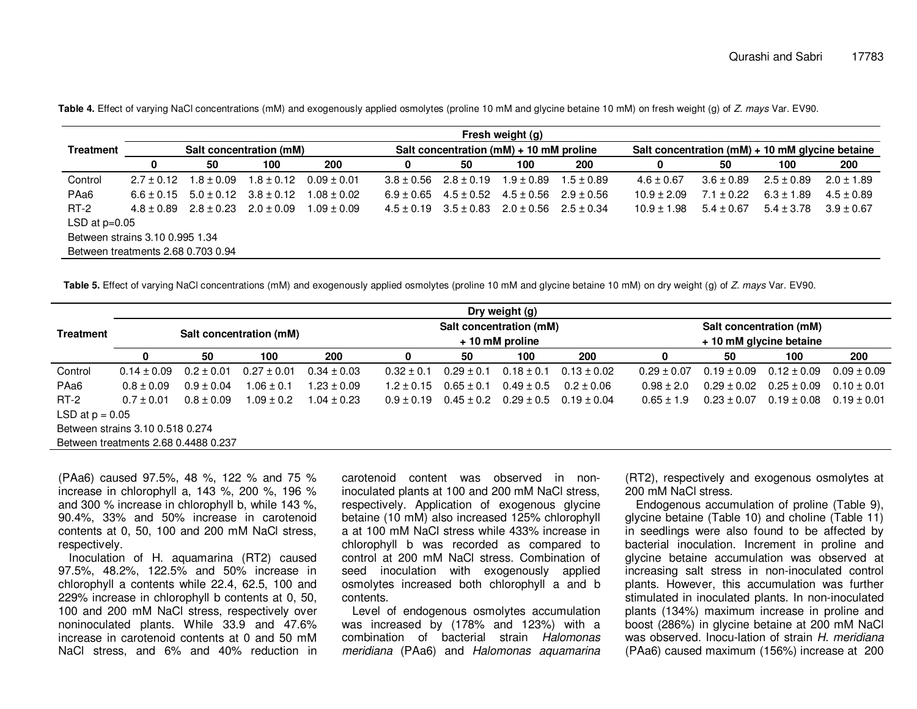**Table 4.** Effect of varying NaCl concentrations (mM) and exogenously applied osmolytes (proline 10 mM and glycine betaine 10 mM) on fresh weight (g) of *Z. mays* Var. EV90.

| Treatment | Fresh weight (g) | | | | | | | | | | | |
|---|---|---|---|---|---|---|---|---|---|---|---|---|
| | Salt concentration (mM) | | | | Salt concentration (mM) + 10 mM proline | | | | Salt concentration (mM) + 10 mM glycine betaine | | | |
| | 0 | 50 | 100 | 200 | 0 | 50 | 100 | 200 | 0 | 50 | 100 | 200 |
| Control | 2.7 ± 0.12 | 1.8 ± 0.09 | 1.8 ± 0.12 | 0.09 ± 0.01 | 3.8 ± 0.56 | 2.8 ± 0.19 | 1.9 ± 0.89 | 1.5 ± 0.89 | 4.6 ± 0.67 | 3.6 ± 0.89 | 2.5 ± 0.89 | 2.0 ± 1.89 |
| PAa6 | 6.6 ± 0.15 | 5.0 ± 0.12 | 3.8 ± 0.12 | 1.08 ± 0.02 | 6.9 ± 0.65 | 4.5 ± 0.52 | 4.5 ± 0.56 | 2.9 ± 0.56 | 10.9 ± 2.09 | 7.1 ± 0.22 | 6.3 ± 1.89 | 4.5 ± 0.89 |
| RT-2 | 4.8 ± 0.89 | 2.8 ± 0.23 | 2.0 ± 0.09 | 1.09 ± 0.09 | 4.5 ± 0.19 | 3.5 ± 0.83 | 2.0 ± 0.56 | 2.5 ± 0.34 | 10.9 ± 1.98 | 5.4 ± 0.67 | 5.4 ± 3.78 | 3.9 ± 0.67 |
| LSD at p=0.05 | | | | | | | | | | | | |
| Between strains 3.10 0.995 1.34 | | | | | | | | | | | | |
| Between treatments 2.68 0.703 0.94 | | | | | | | | | | | | |

**Table 5.** Effect of varying NaCl concentrations (mM) and exogenously applied osmolytes (proline 10 mM and glycine betaine 10 mM) on dry weight (g) of *Z. mays* Var. EV90.

| Treatment | Dry weight (g) | | | | | | | | | | | |
|---|---|---|---|---|---|---|---|---|---|---|---|---|
| | Salt concentration (mM) | | | | Salt concentration (mM) + 10 mM proline | | | | Salt concentration (mM) + 10 mM glycine betaine | | | |
| | 0 | 50 | 100 | 200 | 0 | 50 | 100 | 200 | 0 | 50 | 100 | 200 |
| Control | 0.14 ± 0.09 | 0.2 ± 0.01 | 0.27 ± 0.01 | 0.34 ± 0.03 | 0.32 ± 0.1 | 0.29 ± 0.1 | 0.18 ± 0.1 | 0.13 ± 0.02 | 0.29 ± 0.07 | 0.19 ± 0.09 | 0.12 ± 0.09 | 0.09 ± 0.09 |
| PAa6 | 0.8 ± 0.09 | 0.9 ± 0.04 | 1.06 ± 0.1 | 1.23 ± 0.09 | 1.2 ± 0.15 | 0.65 ± 0.1 | 0.49 ± 0.5 | 0.2 ± 0.06 | 0.98 ± 2.0 | 0.29 ± 0.02 | 0.25 ± 0.09 | 0.10 ± 0.01 |
| RT-2 | 0.7 ± 0.01 | 0.8 ± 0.09 | 1.09 ± 0.2 | 1.04 ± 0.23 | 0.9 ± 0.19 | 0.45 ± 0.2 | 0.29 ± 0.5 | 0.19 ± 0.04 | 0.65 ± 1.9 | 0.23 ± 0.07 | 0.19 ± 0.08 | 0.19 ± 0.01 |
| LSD at p = 0.05 | | | | | | | | | | | | |
| Between strains 3.10 0.518 0.274 | | | | | | | | | | | | |
| Between treatments 2.68 0.4488 0.237 | | | | | | | | | | | | |

(PAa6) caused 97.5%, 48 %, 122 % and 75 % increase in chlorophyll a, 143 %, 200 %, 196 % and 300 % increase in chlorophyll b, while 143 %, 90.4%, 33% and 50% increase in carotenoid contents at 0, 50, 100 and 200 mM NaCl stress, respectively.

Inoculation of H. aquamarina (RT2) caused 97.5%, 48.2%, 122.5% and 50% increase in chlorophyll a contents while 22.4, 62.5, 100 and 229% increase in chlorophyll b contents at 0, 50, 100 and 200 mM NaCl stress, respectively over noninoculated plants. While 33.9 and 47.6% increase in carotenoid contents at 0 and 50 mM NaCl stress, and 6% and 40% reduction in carotenoid content was observed in non-inoculated plants at 100 and 200 mM NaCl stress, respectively. Application of exogenous glycine betaine (10 mM) also increased 125% chlorophyll a at 100 mM NaCl stress while 433% increase in chlorophyll b was recorded as compared to control at 200 mM NaCl stress. Combination of seed inoculation with exogenously applied osmolytes increased both chlorophyll a and b contents.

Level of endogenous osmolytes accumulation was increased by (178% and 123%) with a combination of bacterial strain *Halomonas meridiana* (PAa6) and *Halomonas aquamarina* (RT2), respectively and exogenous osmolytes at 200 mM NaCl stress.

Endogenous accumulation of proline (Table 9), glycine betaine (Table 10) and choline (Table 11) in seedlings were also found to be affected by bacterial inoculation. Increment in proline and glycine betaine accumulation was observed at increasing salt stress in non-inoculated control plants. However, this accumulation was further stimulated in inoculated plants. In non-inoculated plants (134%) maximum increase in proline and boost (286%) in glycine betaine at 200 mM NaCl was observed. Inocu-lation of strain *H. meridiana* (PAa6) caused maximum (156%) increase at 200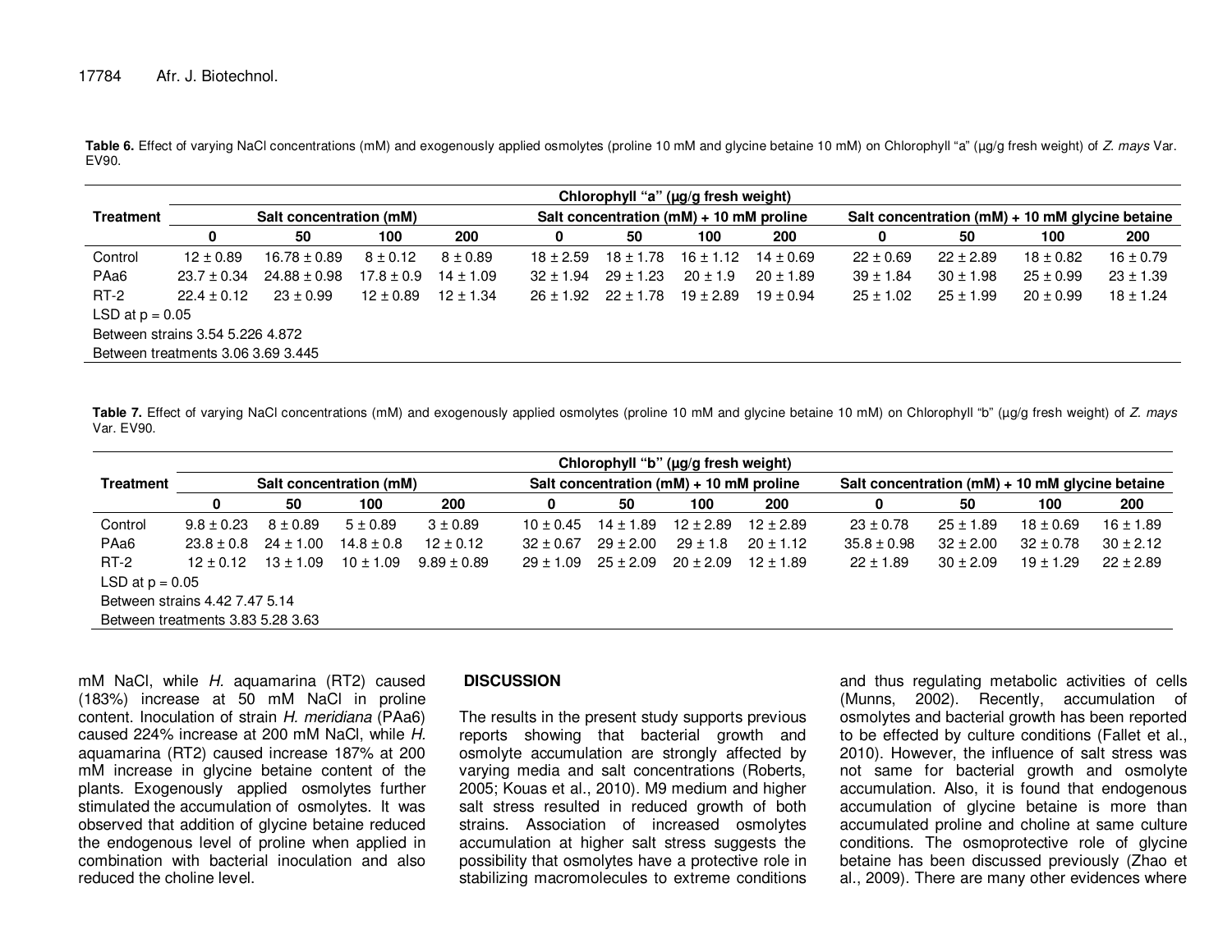**Table 6.** Effect of varying NaCl concentrations (mM) and exogenously applied osmolytes (proline 10 mM and glycine betaine 10 mM) on Chlorophyll "a" (µg/g fresh weight) of *Z. mays* Var. EV90.

| Treatment | Chlorophyll "a" (µg/g fresh weight) | | | | | | | | | | | |
|---|---|---|---|---|---|---|---|---|---|---|---|---|
| | Salt concentration (mM) | | | | Salt concentration (mM) + 10 mM proline | | | | Salt concentration (mM) + 10 mM glycine betaine | | | |
| | 0 | 50 | 100 | 200 | 0 | 50 | 100 | 200 | 0 | 50 | 100 | 200 |
| Control | 12 ± 0.89 | 16.78 ± 0.89 | 8 ± 0.12 | 8 ± 0.89 | 18 ± 2.59 | 18 ± 1.78 | 16 ± 1.12 | 14 ± 0.69 | 22 ± 0.69 | 22 ± 2.89 | 18 ± 0.82 | 16 ± 0.79 |
| PAa6 | 23.7 ± 0.34 | 24.88 ± 0.98 | 17.8 ± 0.9 | 14 ± 1.09 | 32 ± 1.94 | 29 ± 1.23 | 20 ± 1.9 | 20 ± 1.89 | 39 ± 1.84 | 30 ± 1.98 | 25 ± 0.99 | 23 ± 1.39 |
| RT-2 | 22.4 ± 0.12 | 23 ± 0.99 | 12 ± 0.89 | 12 ± 1.34 | 26 ± 1.92 | 22 ± 1.78 | 19 ± 2.89 | 19 ± 0.94 | 25 ± 1.02 | 25 ± 1.99 | 20 ± 0.99 | 18 ± 1.24 |
| LSD at p = 0.05 | | | | | | | | | | | | |
| Between strains 3.54 5.226 4.872 | | | | | | | | | | | | |
| Between treatments 3.06 3.69 3.445 | | | | | | | | | | | | |

**Table 7.** Effect of varying NaCl concentrations (mM) and exogenously applied osmolytes (proline 10 mM and glycine betaine 10 mM) on Chlorophyll "b" (µg/g fresh weight) of *Z. mays* Var. EV90.

| Treatment | Chlorophyll "b" (µg/g fresh weight) | | | | | | | | | | | |
|---|---|---|---|---|---|---|---|---|---|---|---|---|
| | Salt concentration (mM) | | | | Salt concentration (mM) + 10 mM proline | | | | Salt concentration (mM) + 10 mM glycine betaine | | | |
| | 0 | 50 | 100 | 200 | 0 | 50 | 100 | 200 | 0 | 50 | 100 | 200 |
| Control | 9.8 ± 0.23 | 8 ± 0.89 | 5 ± 0.89 | 3 ± 0.89 | 10 ± 0.45 | 14 ± 1.89 | 12 ± 2.89 | 12 ± 2.89 | 23 ± 0.78 | 25 ± 1.89 | 18 ± 0.69 | 16 ± 1.89 |
| PAa6 | 23.8 ± 0.8 | 24 ± 1.00 | 14.8 ± 0.8 | 12 ± 0.12 | 32 ± 0.67 | 29 ± 2.00 | 29 ± 1.8 | 20 ± 1.12 | 35.8 ± 0.98 | 32 ± 2.00 | 32 ± 0.78 | 30 ± 2.12 |
| RT-2 | 12 ± 0.12 | 13 ± 1.09 | 10 ± 1.09 | 9.89 ± 0.89 | 29 ± 1.09 | 25 ± 2.09 | 20 ± 2.09 | 12 ± 1.89 | 22 ± 1.89 | 30 ± 2.09 | 19 ± 1.29 | 22 ± 2.89 |
| LSD at p = 0.05 | | | | | | | | | | | | |
| Between strains 4.42 7.47 5.14 | | | | | | | | | | | | |
| Between treatments 3.83 5.28 3.63 | | | | | | | | | | | | |

mM NaCl, while *H.* aquamarina (RT2) caused (183%) increase at 50 mM NaCl in proline content. Inoculation of strain *H. meridiana* (PAa6) caused 224% increase at 200 mM NaCl, while *H.* aquamarina (RT2) caused increase 187% at 200 mM increase in glycine betaine content of the plants. Exogenously applied osmolytes further stimulated the accumulation of osmolytes. It was observed that addition of glycine betaine reduced the endogenous level of proline when applied in combination with bacterial inoculation and also reduced the choline level.

## DISCUSSION

The results in the present study supports previous reports showing that bacterial growth and osmolyte accumulation are strongly affected by varying media and salt concentrations (Roberts, 2005; Kouas et al., 2010). M9 medium and higher salt stress resulted in reduced growth of both strains. Association of increased osmolytes accumulation at higher salt stress suggests the possibility that osmolytes have a protective role in stabilizing macromolecules to extreme conditions and thus regulating metabolic activities of cells (Munns, 2002). Recently, accumulation of osmolytes and bacterial growth has been reported to be effected by culture conditions (Fallet et al., 2010). However, the influence of salt stress was not same for bacterial growth and osmolyte accumulation. Also, it is found that endogenous accumulation of glycine betaine is more than accumulated proline and choline at same culture conditions. The osmoprotective role of glycine betaine has been discussed previously (Zhao et al., 2009). There are many other evidences where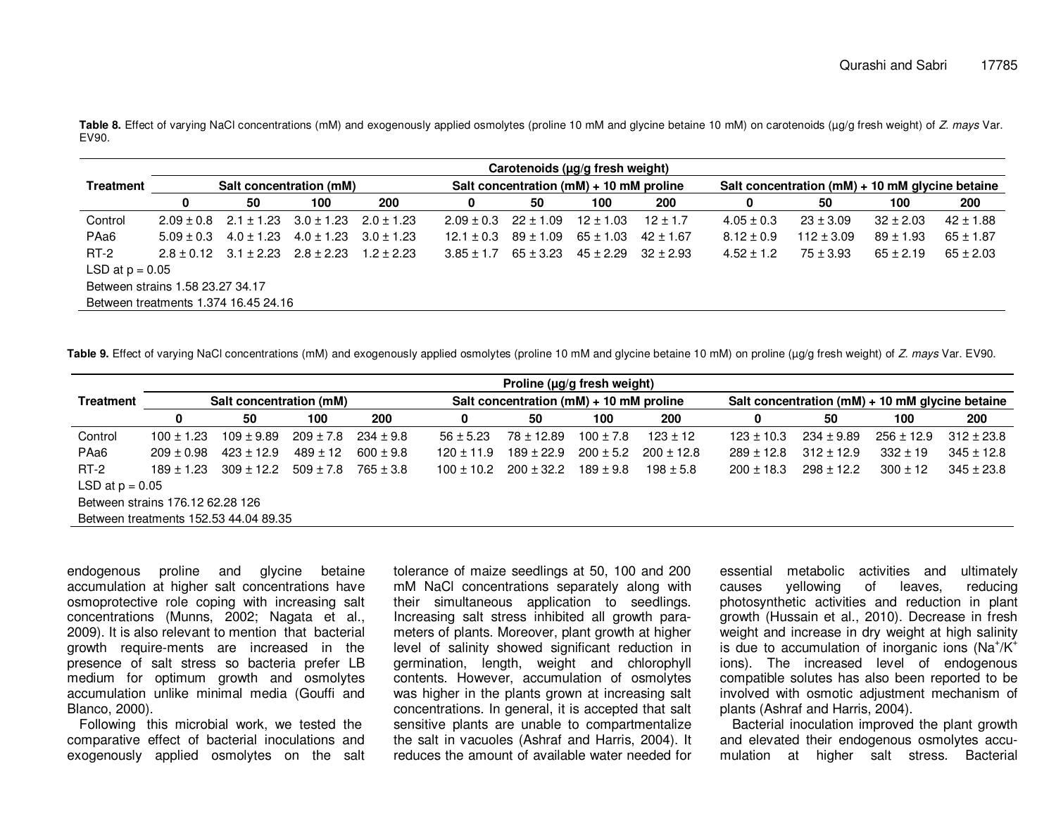**Table 8.** Effect of varying NaCl concentrations (mM) and exogenously applied osmolytes (proline 10 mM and glycine betaine 10 mM) on carotenoids (µg/g fresh weight) of *Z. mays* Var. EV90.

| Treatment | Carotenoids (µg/g fresh weight) | | | | | | | | | | | |
|---|---|---|---|---|---|---|---|---|---|---|---|---|
| | Salt concentration (mM) | | | | Salt concentration (mM) + 10 mM proline | | | | Salt concentration (mM) + 10 mM glycine betaine | | | |
| | 0 | 50 | 100 | 200 | 0 | 50 | 100 | 200 | 0 | 50 | 100 | 200 |
| Control | 2.09 ± 0.8 | 2.1 ± 1.23 | 3.0 ± 1.23 | 2.0 ± 1.23 | 2.09 ± 0.3 | 22 ± 1.09 | 12 ± 1.03 | 12 ± 1.7 | 4.05 ± 0.3 | 23 ± 3.09 | 32 ± 2.03 | 42 ± 1.88 |
| PAa6 | 5.09 ± 0.3 | 4.0 ± 1.23 | 4.0 ± 1.23 | 3.0 ± 1.23 | 12.1 ± 0.3 | 89 ± 1.09 | 65 ± 1.03 | 42 ± 1.67 | 8.12 ± 0.9 | 112 ± 3.09 | 89 ± 1.93 | 65 ± 1.87 |
| RT-2 | 2.8 ± 0.12 | 3.1 ± 2.23 | 2.8 ± 2.23 | 1.2 ± 2.23 | 3.85 ± 1.7 | 65 ± 3.23 | 45 ± 2.29 | 32 ± 2.93 | 4.52 ± 1.2 | 75 ± 3.93 | 65 ± 2.19 | 65 ± 2.03 |
| LSD at p = 0.05 | | | | | | | | | | | | |
| Between strains 1.58 23.27 34.17 | | | | | | | | | | | | |
| Between treatments 1.374 16.45 24.16 | | | | | | | | | | | | |

**Table 9.** Effect of varying NaCl concentrations (mM) and exogenously applied osmolytes (proline 10 mM and glycine betaine 10 mM) on proline (µg/g fresh weight) of *Z. mays* Var. EV90.

| Treatment | Proline (µg/g fresh weight) | | | | | | | | | | | |
|---|---|---|---|---|---|---|---|---|---|---|---|---|
| | Salt concentration (mM) | | | | Salt concentration (mM) + 10 mM proline | | | | Salt concentration (mM) + 10 mM glycine betaine | | | |
| | 0 | 50 | 100 | 200 | 0 | 50 | 100 | 200 | 0 | 50 | 100 | 200 |
| Control | 100 ± 1.23 | 109 ± 9.89 | 209 ± 7.8 | 234 ± 9.8 | 56 ± 5.23 | 78 ± 12.89 | 100 ± 7.8 | 123 ± 12 | 123 ± 10.3 | 234 ± 9.89 | 256 ± 12.9 | 312 ± 23.8 |
| PAa6 | 209 ± 0.98 | 423 ± 12.9 | 489 ± 12 | 600 ± 9.8 | 120 ± 11.9 | 189 ± 22.9 | 200 ± 5.2 | 200 ± 12.8 | 289 ± 12.8 | 312 ± 12.9 | 332 ± 19 | 345 ± 12.8 |
| RT-2 | 189 ± 1.23 | 309 ± 12.2 | 509 ± 7.8 | 765 ± 3.8 | 100 ± 10.2 | 200 ± 32.2 | 189 ± 9.8 | 198 ± 5.8 | 200 ± 18.3 | 298 ± 12.2 | 300 ± 12 | 345 ± 23.8 |
| LSD at p = 0.05 | | | | | | | | | | | | |
| Between strains 176.12 62.28 126 | | | | | | | | | | | | |
| Between treatments 152.53 44.04 89.35 | | | | | | | | | | | | |

endogenous proline and glycine betaine accumulation at higher salt concentrations have osmoprotective role coping with increasing salt concentrations (Munns, 2002; Nagata et al., 2009). It is also relevant to mention that bacterial growth require-ments are increased in the presence of salt stress so bacteria prefer LB medium for optimum growth and osmolytes accumulation unlike minimal media (Gouffi and Blanco, 2000).

Following this microbial work, we tested the comparative effect of bacterial inoculations and exogenously applied osmolytes on the salt tolerance of maize seedlings at 50, 100 and 200 mM NaCl concentrations separately along with their simultaneous application to seedlings. Increasing salt stress inhibited all growth para-meters of plants. Moreover, plant growth at higher level of salinity showed significant reduction in germination, length, weight and chlorophyll contents. However, accumulation of osmolytes was higher in the plants grown at increasing salt concentrations. In general, it is accepted that salt sensitive plants are unable to compartmentalize the salt in vacuoles (Ashraf and Harris, 2004). It reduces the amount of available water needed for essential metabolic activities and ultimately causes yellowing of leaves, reducing photosynthetic activities and reduction in plant growth (Hussain et al., 2010). Decrease in fresh weight and increase in dry weight at high salinity is due to accumulation of inorganic ions ($Na^+/K^+$ ions). The increased level of endogenous compatible solutes has also been reported to be involved with osmotic adjustment mechanism of plants (Ashraf and Harris, 2004).

Bacterial inoculation improved the plant growth and elevated their endogenous osmolytes accu-mulation at higher salt stress. Bacterial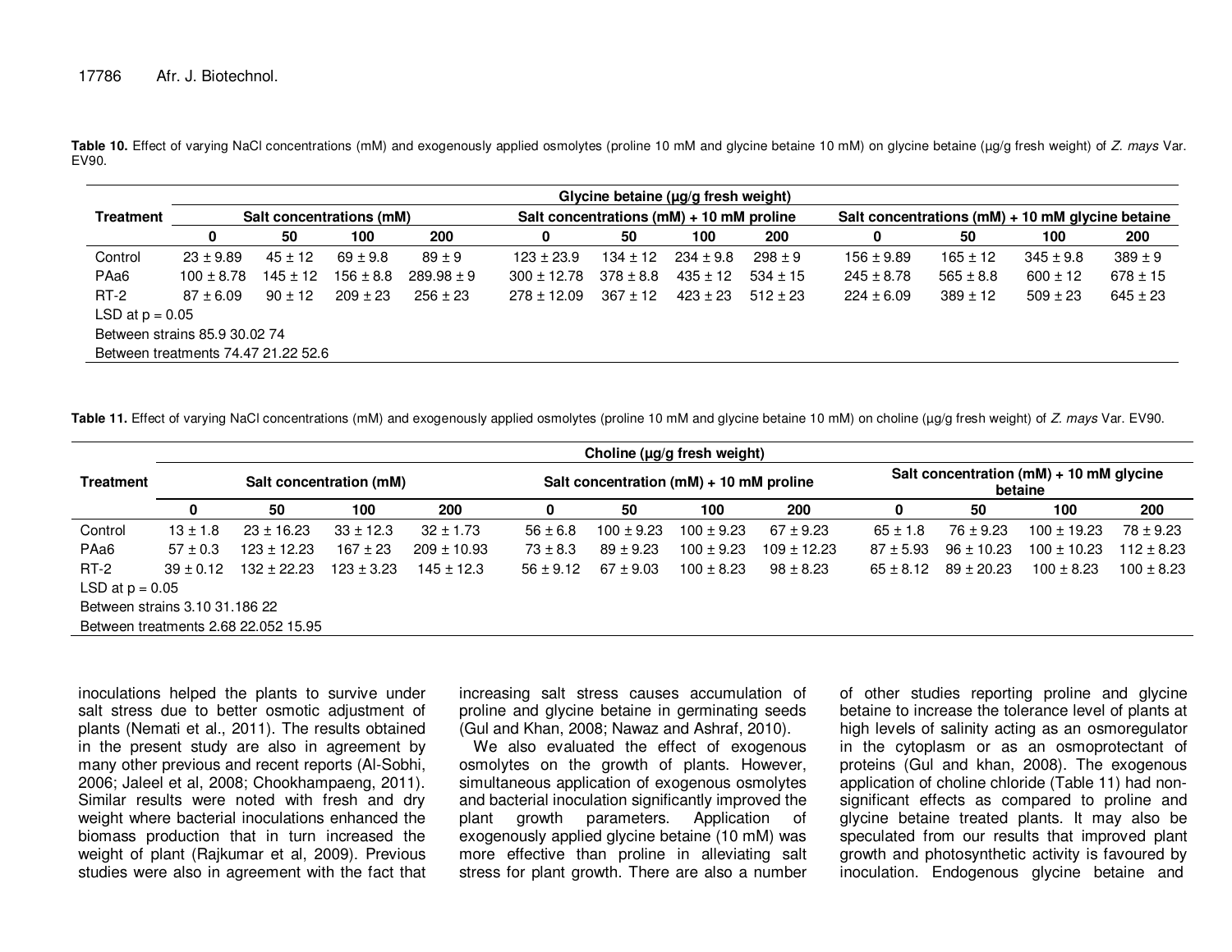**Table 10.** Effect of varying NaCl concentrations (mM) and exogenously applied osmolytes (proline 10 mM and glycine betaine 10 mM) on glycine betaine (µg/g fresh weight) of *Z. mays* Var. EV90.

| Treatment | Glycine betaine (µg/g fresh weight) | | | | | | | | | | | |
|---|---|---|---|---|---|---|---|---|---|---|---|---|
| | Salt concentrations (mM) | | | | Salt concentrations (mM) + 10 mM proline | | | | Salt concentrations (mM) + 10 mM glycine betaine | | | |
| | 0 | 50 | 100 | 200 | 0 | 50 | 100 | 200 | 0 | 50 | 100 | 200 |
| Control | 23 ± 9.89 | 45 ± 12 | 69 ± 9.8 | 89 ± 9 | 123 ± 23.9 | 134 ± 12 | 234 ± 9.8 | 298 ± 9 | 156 ± 9.89 | 165 ± 12 | 345 ± 9.8 | 389 ± 9 |
| PAa6 | 100 ± 8.78 | 145 ± 12 | 156 ± 8.8 | 289.98 ± 9 | 300 ± 12.78 | 378 ± 8.8 | 435 ± 12 | 534 ± 15 | 245 ± 8.78 | 565 ± 8.8 | 600 ± 12 | 678 ± 15 |
| RT-2 | 87 ± 6.09 | 90 ± 12 | 209 ± 23 | 256 ± 23 | 278 ± 12.09 | 367 ± 12 | 423 ± 23 | 512 ± 23 | 224 ± 6.09 | 389 ± 12 | 509 ± 23 | 645 ± 23 |
| LSD at p = 0.05 | | | | | | | | | | | | |
| Between strains 85.9 30.02 74 | | | | | | | | | | | | |
| Between treatments 74.47 21.22 52.6 | | | | | | | | | | | | |

**Table 11.** Effect of varying NaCl concentrations (mM) and exogenously applied osmolytes (proline 10 mM and glycine betaine 10 mM) on choline (µg/g fresh weight) of *Z. mays* Var. EV90.

| Treatment | Choline (µg/g fresh weight) | | | | | | | | | | | |
|---|---|---|---|---|---|---|---|---|---|---|---|---|
| | Salt concentration (mM) | | | | Salt concentration (mM) + 10 mM proline | | | | Salt concentration (mM) + 10 mM glycine betaine | | | |
| | 0 | 50 | 100 | 200 | 0 | 50 | 100 | 200 | 0 | 50 | 100 | 200 |
| Control | 13 ± 1.8 | 23 ± 16.23 | 33 ± 12.3 | 32 ± 1.73 | 56 ± 6.8 | 100 ± 9.23 | 100 ± 9.23 | 67 ± 9.23 | 65 ± 1.8 | 76 ± 9.23 | 100 ± 19.23 | 78 ± 9.23 |
| PAa6 | 57 ± 0.3 | 123 ± 12.23 | 167 ± 23 | 209 ± 10.93 | 73 ± 8.3 | 89 ± 9.23 | 100 ± 9.23 | 109 ± 12.23 | 87 ± 5.93 | 96 ± 10.23 | 100 ± 10.23 | 112 ± 8.23 |
| RT-2 | 39 ± 0.12 | 132 ± 22.23 | 123 ± 3.23 | 145 ± 12.3 | 56 ± 9.12 | 67 ± 9.03 | 100 ± 8.23 | 98 ± 8.23 | 65 ± 8.12 | 89 ± 20.23 | 100 ± 8.23 | 100 ± 8.23 |
| LSD at p = 0.05 | | | | | | | | | | | | |
| Between strains 3.10 31.186 22 | | | | | | | | | | | | |
| Between treatments 2.68 22.052 15.95 | | | | | | | | | | | | |

inoculations helped the plants to survive under salt stress due to better osmotic adjustment of plants (Nemati et al., 2011). The results obtained in the present study are also in agreement by many other previous and recent reports (Al-Sobhi, 2006; Jaleel et al, 2008; Chookhampaeng, 2011). Similar results were noted with fresh and dry weight where bacterial inoculations enhanced the biomass production that in turn increased the weight of plant (Rajkumar et al, 2009). Previous studies were also in agreement with the fact that increasing salt stress causes accumulation of proline and glycine betaine in germinating seeds (Gul and Khan, 2008; Nawaz and Ashraf, 2010).

We also evaluated the effect of exogenous osmolytes on the growth of plants. However, simultaneous application of exogenous osmolytes and bacterial inoculation significantly improved the plant growth parameters. Application of exogenously applied glycine betaine (10 mM) was more effective than proline in alleviating salt stress for plant growth. There are also a number of other studies reporting proline and glycine betaine to increase the tolerance level of plants at high levels of salinity acting as an osmoregulator in the cytoplasm or as an osmoprotectant of proteins (Gul and khan, 2008). The exogenous application of choline chloride (Table 11) had non-significant effects as compared to proline and glycine betaine treated plants. It may also be speculated from our results that improved plant growth and photosynthetic activity is favoured by inoculation. Endogenous glycine betaine and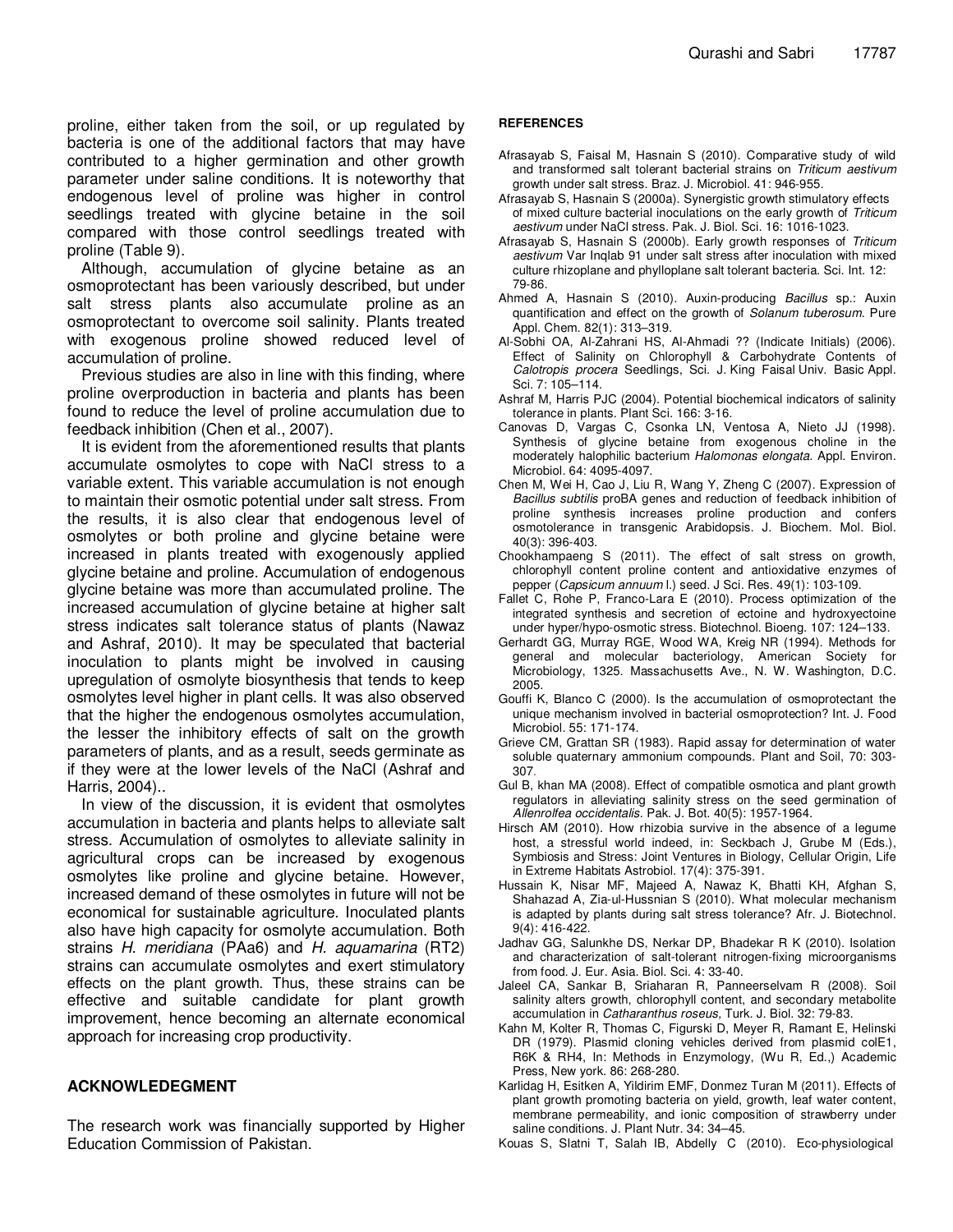proline, either taken from the soil, or up regulated by bacteria is one of the additional factors that may have contributed to a higher germination and other growth parameter under saline conditions. It is noteworthy that endogenous level of proline was higher in control seedlings treated with glycine betaine in the soil compared with those control seedlings treated with proline (Table 9).

Although, accumulation of glycine betaine as an osmoprotectant has been variously described, but under salt stress plants also accumulate proline as an osmoprotectant to overcome soil salinity. Plants treated with exogenous proline showed reduced level of accumulation of proline.

Previous studies are also in line with this finding, where proline overproduction in bacteria and plants has been found to reduce the level of proline accumulation due to feedback inhibition (Chen et al., 2007).

It is evident from the aforementioned results that plants accumulate osmolytes to cope with NaCl stress to a variable extent. This variable accumulation is not enough to maintain their osmotic potential under salt stress. From the results, it is also clear that endogenous level of osmolytes or both proline and glycine betaine were increased in plants treated with exogenously applied glycine betaine and proline. Accumulation of endogenous glycine betaine was more than accumulated proline. The increased accumulation of glycine betaine at higher salt stress indicates salt tolerance status of plants (Nawaz and Ashraf, 2010). It may be speculated that bacterial inoculation to plants might be involved in causing upregulation of osmolyte biosynthesis that tends to keep osmolytes level higher in plant cells. It was also observed that the higher the endogenous osmolytes accumulation, the lesser the inhibitory effects of salt on the growth parameters of plants, and as a result, seeds germinate as if they were at the lower levels of the NaCl (Ashraf and Harris, 2004)..

In view of the discussion, it is evident that osmolytes accumulation in bacteria and plants helps to alleviate salt stress. Accumulation of osmolytes to alleviate salinity in agricultural crops can be increased by exogenous osmolytes like proline and glycine betaine. However, increased demand of these osmolytes in future will not be economical for sustainable agriculture. Inoculated plants also have high capacity for osmolyte accumulation. Both strains *H. meridiana* (PAa6) and *H. aquamarina* (RT2) strains can accumulate osmolytes and exert stimulatory effects on the plant growth. Thus, these strains can be effective and suitable candidate for plant growth improvement, hence becoming an alternate economical approach for increasing crop productivity.

## ACKNOWLEDGEMENT

The research work was financially supported by Higher Education Commission of Pakistan.

## REFERENCES

Afrasayab S, Faisal M, Hasnain S (2010). Comparative study of wild and transformed salt tolerant bacterial strains on *Triticum aestivum* growth under salt stress. Braz. J. Microbiol. 41: 946-955.

Afrasayab S, Hasnain S (2000a). Synergistic growth stimulatory effects of mixed culture bacterial inoculations on the early growth of *Triticum aestivum* under NaCl stress. Pak. J. Biol. Sci. 16: 1016-1023.

Afrasayab S, Hasnain S (2000b). Early growth responses of *Triticum aestivum* Var Inqlab 91 under salt stress after inoculation with mixed culture rhizoplane and phylloplane salt tolerant bacteria. Sci. Int. 12: 79-86.

Ahmed A, Hasnain S (2010). Auxin-producing *Bacillus* sp.: Auxin quantification and effect on the growth of *Solanum tuberosum*. Pure Appl. Chem. 82(1): 313–319.

Al-Sobhi OA, Al-Zahrani HS, Al-Ahmadi ?? (Indicate Initials) (2006). Effect of Salinity on Chlorophyll & Carbohydrate Contents of *Calotropis procera* Seedlings, Sci. J. King Faisal Univ. Basic Appl. Sci. 7: 105–114.

Ashraf M, Harris PJC (2004). Potential biochemical indicators of salinity tolerance in plants. Plant Sci. 166: 3-16.

Canovas D, Vargas C, Csonka LN, Ventosa A, Nieto JJ (1998). Synthesis of glycine betaine from exogenous choline in the moderately halophilic bacterium *Halomonas elongata*. Appl. Environ. Microbiol. 64: 4095-4097.

Chen M, Wei H, Cao J, Liu R, Wang Y, Zheng C (2007). Expression of *Bacillus subtilis* proBA genes and reduction of feedback inhibition of proline synthesis increases proline production and confers osmotolerance in transgenic Arabidopsis. J. Biochem. Mol. Biol. 40(3): 396-403.

Chookhampaeng S (2011). The effect of salt stress on growth, chlorophyll content proline content and antioxidative enzymes of pepper (*Capsicum annuum* l.) seed. J Sci. Res. 49(1): 103-109.

Fallet C, Rohe P, Franco-Lara E (2010). Process optimization of the integrated synthesis and secretion of ectoine and hydroxyectoine under hyper/hypo-osmotic stress. Biotechnol. Bioeng. 107: 124–133.

Gerhardt GG, Murray RGE, Wood WA, Kreig NR (1994). Methods for general and molecular bacteriology, American Society for Microbiology, 1325. Massachusetts Ave., N. W. Washington, D.C. 2005.

Gouffi K, Blanco C (2000). Is the accumulation of osmoprotectant the unique mechanism involved in bacterial osmoprotection? Int. J. Food Microbiol. 55: 171-174.

Grieve CM, Grattan SR (1983). Rapid assay for determination of water soluble quaternary ammonium compounds. Plant and Soil, 70: 303-307.

Gul B, khan MA (2008). Effect of compatible osmotica and plant growth regulators in alleviating salinity stress on the seed germination of *Allenrolfea occidentalis*. Pak. J. Bot. 40(5): 1957-1964.

Hirsch AM (2010). How rhizobia survive in the absence of a legume host, a stressful world indeed, in: Seckbach J, Grube M (Eds.), Symbiosis and Stress: Joint Ventures in Biology, Cellular Origin, Life in Extreme Habitats Astrobiol. 17(4): 375-391.

Hussain K, Nisar MF, Majeed A, Nawaz K, Bhatti KH, Afghan S, Shahazad A, Zia-ul-Hussnian S (2010). What molecular mechanism is adapted by plants during salt stress tolerance? Afr. J. Biotechnol. 9(4): 416-422.

Jadhav GG, Salunkhe DS, Nerkar DP, Bhadekar R K (2010). Isolation and characterization of salt-tolerant nitrogen-fixing microorganisms from food. J. Eur. Asia. Biol. Sci. 4: 33-40.

Jaleel CA, Sankar B, Sriaharan R, Panneerselvam R (2008). Soil salinity alters growth, chlorophyll content, and secondary metabolite accumulation in *Catharanthus roseus,* Turk. J. Biol. 32: 79-83.

Kahn M, Kolter R, Thomas C, Figurski D, Meyer R, Ramant E, Helinski DR (1979). Plasmid cloning vehicles derived from plasmid colE1, R6K & RH4, In: Methods in Enzymology, (Wu R, Ed.,) Academic Press, New york. 86: 268-280.

Karlidag H, Esitken A, Yildirim EMF, Donmez Turan M (2011). Effects of plant growth promoting bacteria on yield, growth, leaf water content, membrane permeability, and ionic composition of strawberry under saline conditions. J. Plant Nutr. 34: 34–45.

Kouas S, Slatni T, Salah IB, Abdelly C (2010). Eco-physiological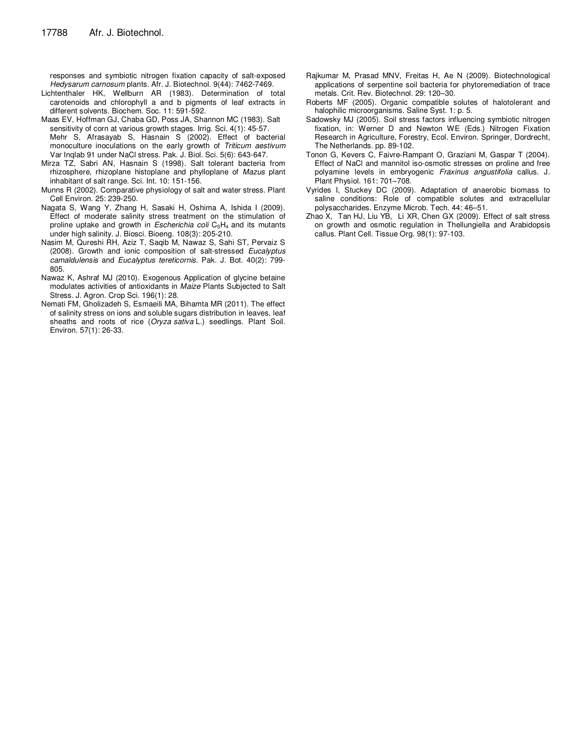responses and symbiotic nitrogen fixation capacity of salt-exposed *Hedysarum carnosum* plants. Afr. J. Biotechnol. 9(44): 7462-7469.

Lichtenthaler HK, Wellburn AR (1983). Determination of total carotenoids and chlorophyll a and b pigments of leaf extracts in different solvents. Biochem. Soc. 11: 591-592.

Maas EV, Hoffman GJ, Chaba GD, Poss JA, Shannon MC (1983). Salt sensitivity of corn at various growth stages. Irrig. Sci. 4(1): 45-57.

Mehr S, Afrasayab S, Hasnain S (2002). Effect of bacterial monoculture inoculations on the early growth of *Triticum aestivum* Var Inqlab 91 under NaCl stress. Pak. J. Biol. Sci. 5(6): 643-647.

Mirza TZ, Sabri AN, Hasnain S (1998). Salt tolerant bacteria from rhizosphere, rhizoplane histoplane and phylloplane of *Mazus* plant inhabitant of salt range. Sci. Int. 10: 151-156.

Munns R (2002). Comparative physiology of salt and water stress. Plant Cell Environ. 25: 239-250.

Nagata S, Wang Y, Zhang H, Sasaki H, Oshima A, Ishida I (2009). Effect of moderate salinity stress treatment on the stimulation of proline uptake and growth in *Escherichia coli* $C_5H_4$ and its mutants under high salinity. J. Biosci. Bioeng. 108(3): 205-210.

Nasim M, Qureshi RH, Aziz T, Saqib M, Nawaz S, Sahi ST, Pervaiz S (2008). Growth and ionic composition of salt-stressed *Eucalyptus camaldulensis* and *Eucalyptus tereticornis*. Pak. J. Bot. 40(2): 799-805.

Nawaz K, Ashraf MJ (2010). Exogenous Application of glycine betaine modulates activities of antioxidants in *Maize* Plants Subjected to Salt Stress. J. Agron. Crop Sci. 196(1): 28.

Nemati FM, Gholizadeh S, Esmaeili MA, Bihamta MR (2011). The effect of salinity stress on ions and soluble sugars distribution in leaves, leaf sheaths and roots of rice (*Oryza sativa* L.) seedlings. Plant Soil. Environ. 57(1): 26-33.

Rajkumar M, Prasad MNV, Freitas H, Ae N (2009). Biotechnological applications of serpentine soil bacteria for phytoremediation of trace metals. Crit. Rev. Biotechnol. 29: 120–30.

Roberts MF (2005). Organic compatible solutes of halotolerant and halophilic microorganisms. Saline Syst. 1: p. 5.

Sadowsky MJ (2005). Soil stress factors influencing symbiotic nitrogen fixation, in: Werner D and Newton WE (Eds.) Nitrogen Fixation Research in Agriculture, Forestry, Ecol. Environ. Springer, Dordrecht, The Netherlands. pp. 89-102.

Tonon G, Kevers C, Faivre-Rampant O, Graziani M, Gaspar T (2004). Effect of NaCl and mannitol iso-osmotic stresses on proline and free polyamine levels in embryogenic *Fraxinus angustifolia* callus. J. Plant Physiol. 161: 701–708.

Vyrides I, Stuckey DC (2009). Adaptation of anaerobic biomass to saline conditions: Role of compatible solutes and extracellular polysaccharides. Enzyme Microb. Tech. 44: 46–51.

Zhao X, Tan HJ, Liu YB, Li XR, Chen GX (2009). Effect of salt stress on growth and osmotic regulation in Thellungiella and Arabidopsis callus. Plant Cell. Tissue Org. 98(1): 97-103.